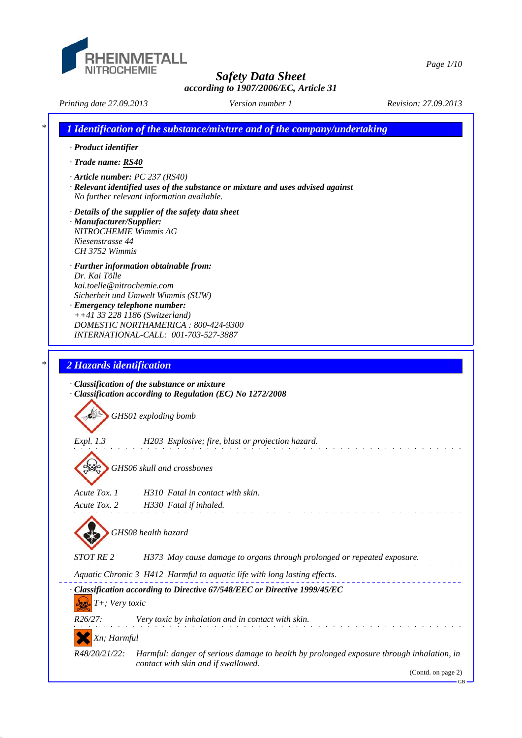RHEINMETALL NITROCHEMIE

# Safety Data Sheet

**according to 1907/2006/EC, Article 31**

*Printing date 27.09.2013* *Version number 1* *Revision: 27.09.2013*

## 1 Identification of the substance/mixture and of the company/undertaking

- **Product identifier**
- **Trade name: RS40**
- **Article number:** PC 237 (RS40)
- **Relevant identified uses of the substance or mixture and uses advised against**
  No further relevant information available.
- **Details of the supplier of the safety data sheet**
- **Manufacturer/Supplier:**
  NITROCHEMIE Wimmis AG
  Niesenstrasse 44
  CH 3752 Wimmis
- **Further information obtainable from:**
  Dr. Kai Tölle
  kai.toelle@nitrochemie.com
  Sicherheit und Umwelt Wimmis (SUW)
- **Emergency telephone number:**
  ++41 33 228 1186 (Switzerland)
  DOMESTIC NORTHAMERICA : 800-424-9300
  INTERNATIONAL-CALL: 001-703-527-3887

## 2 Hazards identification

- **Classification of the substance or mixture**
- **Classification according to Regulation (EC) No 1272/2008**

GHS01 exploding bomb

| | |
|---|---|
| Expl. 1.3 | H203 Explosive; fire, blast or projection hazard. |

GHS06 skull and crossbones

| | |
|---|---|
| Acute Tox. 1 | H310 Fatal in contact with skin. |
| Acute Tox. 2 | H330 Fatal if inhaled. |

GHS08 health hazard

| | |
|---|---|
| STOT RE 2 | H373 May cause damage to organs through prolonged or repeated exposure. |
| Aquatic Chronic 3 | H412 Harmful to aquatic life with long lasting effects. |

- **Classification according to Directive 67/548/EEC or Directive 1999/45/EC**

T+; Very toxic

| | |
|---|---|
| R26/27: | Very toxic by inhalation and in contact with skin. |

Xn; Harmful

| | |
|---|---|
| R48/20/21/22: | Harmful: danger of serious damage to health by prolonged exposure through inhalation, in contact with skin and if swallowed. |

(Contd. on page 2)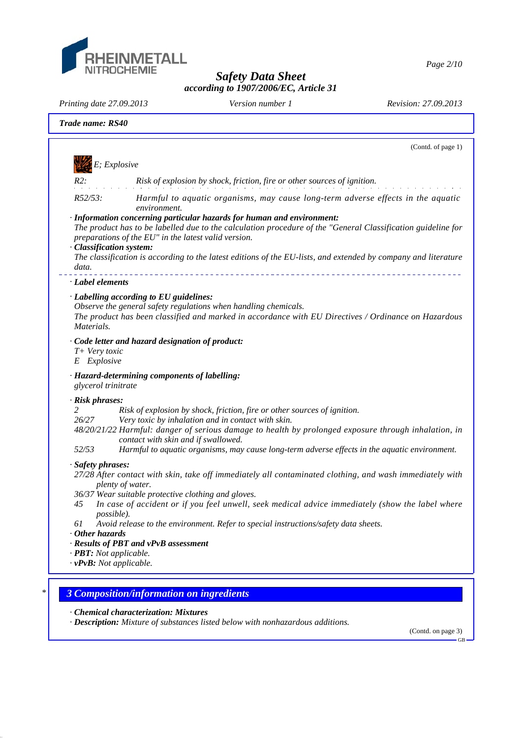**Trade name: RS40**

(Contd. of page 1)

*E; Explosive*

| | |
|---|---|
| *R2:* | *Risk of explosion by shock, friction, fire or other sources of ignition.* |
| *R52/53:* | *Harmful to aquatic organisms, may cause long-term adverse effects in the aquatic environment.* |

· ***Information concerning particular hazards for human and environment:***
*The product has to be labelled due to the calculation procedure of the "General Classification guideline for preparations of the EU" in the latest valid version.*

· ***Classification system:***
*The classification is according to the latest editions of the EU-lists, and extended by company and literature data.*

· ***Label elements***

· ***Labelling according to EU guidelines:***
*Observe the general safety regulations when handling chemicals.*
*The product has been classified and marked in accordance with EU Directives / Ordinance on Hazardous Materials.*

· ***Code letter and hazard designation of product:***
*T+ Very toxic*
*E Explosive*

· ***Hazard-determining components of labelling:***
*glycerol trinitrate*

· ***Risk phrases:***

| | |
|---|---|
| *2* | *Risk of explosion by shock, friction, fire or other sources of ignition.* |
| *26/27* | *Very toxic by inhalation and in contact with skin.* |
| *48/20/21/22* | *Harmful: danger of serious damage to health by prolonged exposure through inhalation, in contact with skin and if swallowed.* |
| *52/53* | *Harmful to aquatic organisms, may cause long-term adverse effects in the aquatic environment.* |

· ***Safety phrases:***

| | |
|---|---|
| *27/28* | *After contact with skin, take off immediately all contaminated clothing, and wash immediately with plenty of water.* |
| *36/37* | *Wear suitable protective clothing and gloves.* |
| *45* | *In case of accident or if you feel unwell, seek medical advice immediately (show the label where possible).* |
| *61* | *Avoid release to the environment. Refer to special instructions/safety data sheets.* |

· ***Other hazards***
· ***Results of PBT and vPvB assessment***
· ***PBT:*** *Not applicable.*
· ***vPvB:*** *Not applicable.*

\* 

## *3 Composition/information on ingredients*

· ***Chemical characterization: Mixtures***
· ***Description:*** *Mixture of substances listed below with nonhazardous additions.*

(Contd. on page 3)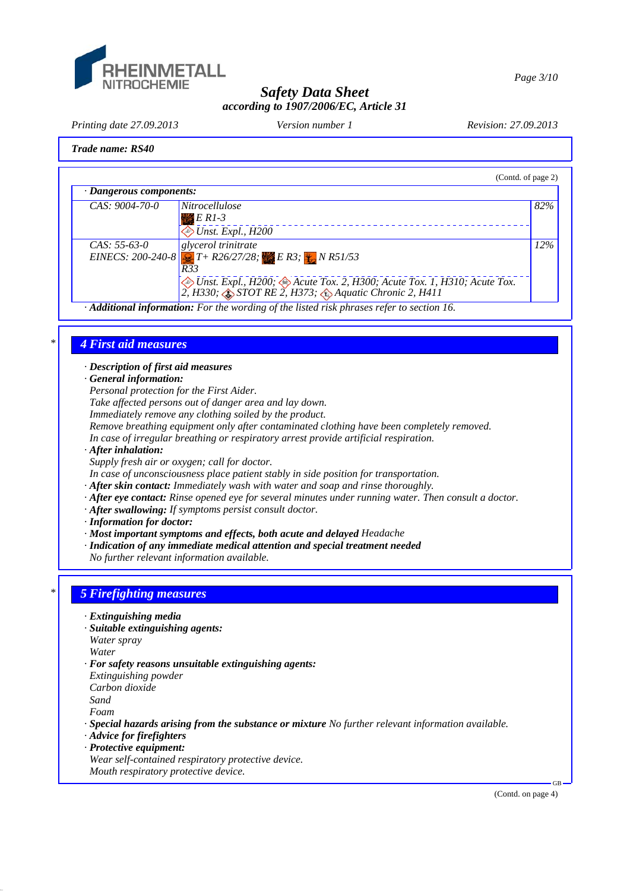Trade name: RS40

(Contd. of page 2)

· **Dangerous components:**

| CAS | Name / Classification | % |
|---|---|---|
| CAS: 9004-70-0 | Nitrocellulose<br>E R1-3<br>Unst. Expl., H200 | 82% |
| CAS: 55-63-0<br>EINECS: 200-240-8 | glycerol trinitrate<br>T+ R26/27/28; E R3; N R51/53<br>R33<br>Unst. Expl., H200; Acute Tox. 2, H300; Acute Tox. 1, H310; Acute Tox. 2, H330; STOT RE 2, H373; Aquatic Chronic 2, H411 | 12% |

· **Additional information:** For the wording of the listed risk phrases refer to section 16.

## 4 First aid measures

· **Description of first aid measures**

· **General information:**
Personal protection for the First Aider.
Take affected persons out of danger area and lay down.
Immediately remove any clothing soiled by the product.
Remove breathing equipment only after contaminated clothing have been completely removed.
In case of irregular breathing or respiratory arrest provide artificial respiration.

· **After inhalation:**
Supply fresh air or oxygen; call for doctor.
In case of unconsciousness place patient stably in side position for transportation.

· **After skin contact:** Immediately wash with water and soap and rinse thoroughly.

· **After eye contact:** Rinse opened eye for several minutes under running water. Then consult a doctor.

· **After swallowing:** If symptoms persist consult doctor.

· **Information for doctor:**

· **Most important symptoms and effects, both acute and delayed** Headache

· **Indication of any immediate medical attention and special treatment needed**
No further relevant information available.

## 5 Firefighting measures

· **Extinguishing media**

· **Suitable extinguishing agents:**
Water spray
Water

· **For safety reasons unsuitable extinguishing agents:**
Extinguishing powder
Carbon dioxide
Sand
Foam

· **Special hazards arising from the substance or mixture** No further relevant information available.

· **Advice for firefighters**

· **Protective equipment:**
Wear self-contained respiratory protective device.
Mouth respiratory protective device.

(Contd. on page 4)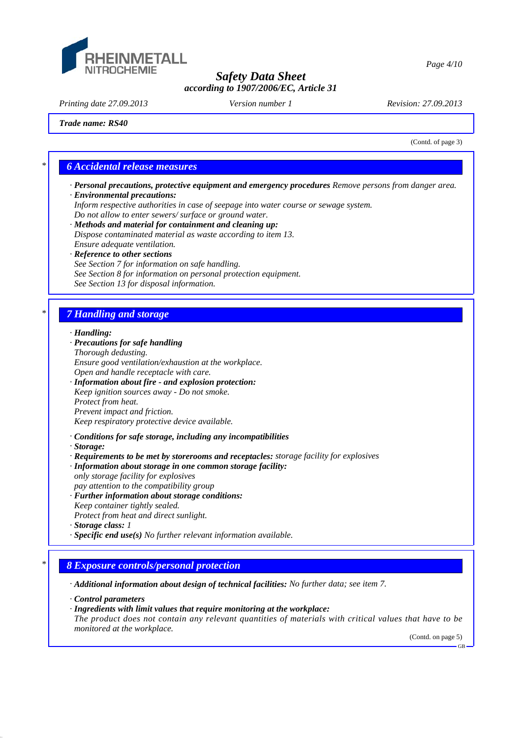Trade name: RS40

(Contd. of page 3)

## 6 Accidental release measures

· **Personal precautions, protective equipment and emergency procedures** Remove persons from danger area.
· **Environmental precautions:**
Inform respective authorities in case of seepage into water course or sewage system.
Do not allow to enter sewers/ surface or ground water.
· **Methods and material for containment and cleaning up:**
Dispose contaminated material as waste according to item 13.
Ensure adequate ventilation.
· **Reference to other sections**
See Section 7 for information on safe handling.
See Section 8 for information on personal protection equipment.
See Section 13 for disposal information.

## 7 Handling and storage

· **Handling:**
· **Precautions for safe handling**
Thorough dedusting.
Ensure good ventilation/exhaustion at the workplace.
Open and handle receptacle with care.
· **Information about fire - and explosion protection:**
Keep ignition sources away - Do not smoke.
Protect from heat.
Prevent impact and friction.
Keep respiratory protective device available.

· **Conditions for safe storage, including any incompatibilities**
· **Storage:**
· **Requirements to be met by storerooms and receptacles:** storage facility for explosives
· **Information about storage in one common storage facility:**
only storage facility for explosives
pay attention to the compatibility group
· **Further information about storage conditions:**
Keep container tightly sealed.
Protect from heat and direct sunlight.
· **Storage class:** 1
· **Specific end use(s)** No further relevant information available.

## 8 Exposure controls/personal protection

· **Additional information about design of technical facilities:** No further data; see item 7.

· **Control parameters**
· **Ingredients with limit values that require monitoring at the workplace:**
The product does not contain any relevant quantities of materials with critical values that have to be monitored at the workplace.

(Contd. on page 5)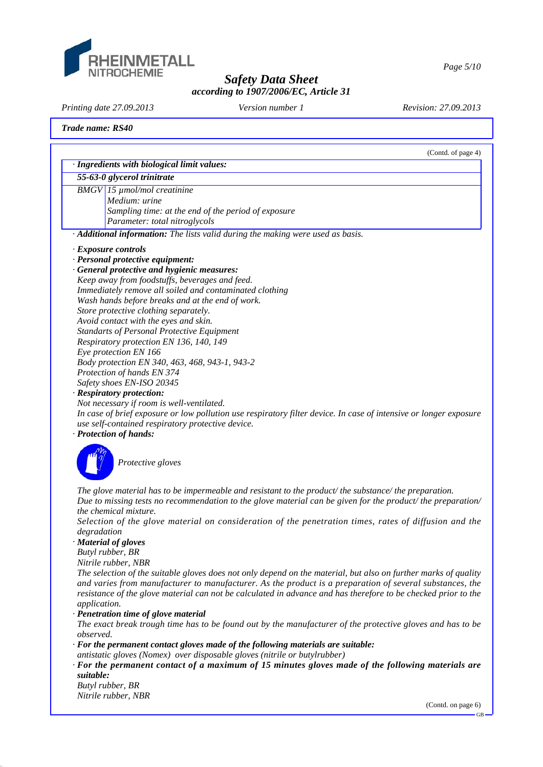**Trade name: RS40**

(Contd. of page 4)

**· Ingredients with biological limit values:**

| **55-63-0 glycerol trinitrate** | |
|---|---|
| BMGV | 15 µmol/mol creatinine<br>Medium: urine<br>Sampling time: at the end of the period of exposure<br>Parameter: total nitroglycols |

· ***Additional information:*** *The lists valid during the making were used as basis.*

· ***Exposure controls***

· ***Personal protective equipment:***

· ***General protective and hygienic measures:***

*Keep away from foodstuffs, beverages and feed.*
*Immediately remove all soiled and contaminated clothing*
*Wash hands before breaks and at the end of work.*
*Store protective clothing separately.*
*Avoid contact with the eyes and skin.*
*Standarts of Personal Protective Equipment*
*Respiratory protection EN 136, 140, 149*
*Eye protection EN 166*
*Body protection EN 340, 463, 468, 943-1, 943-2*
*Protection of hands EN 374*
*Safety shoes EN-ISO 20345*

· ***Respiratory protection:***

*Not necessary if room is well-ventilated.*
*In case of brief exposure or low pollution use respiratory filter device. In case of intensive or longer exposure use self-contained respiratory protective device.*

· ***Protection of hands:***

*Protective gloves*

*The glove material has to be impermeable and resistant to the product/ the substance/ the preparation.*
*Due to missing tests no recommendation to the glove material can be given for the product/ the preparation/ the chemical mixture.*
*Selection of the glove material on consideration of the penetration times, rates of diffusion and the degradation*

· ***Material of gloves***

*Butyl rubber, BR*
*Nitrile rubber, NBR*
*The selection of the suitable gloves does not only depend on the material, but also on further marks of quality and varies from manufacturer to manufacturer. As the product is a preparation of several substances, the resistance of the glove material can not be calculated in advance and has therefore to be checked prior to the application.*

· ***Penetration time of glove material***

*The exact break trough time has to be found out by the manufacturer of the protective gloves and has to be observed.*

· ***For the permanent contact gloves made of the following materials are suitable:***

*antistatic gloves (Nomex) over disposable gloves (nitrile or butylrubber)*

· ***For the permanent contact of a maximum of 15 minutes gloves made of the following materials are suitable:***

*Butyl rubber, BR*
*Nitrile rubber, NBR*

(Contd. on page 6)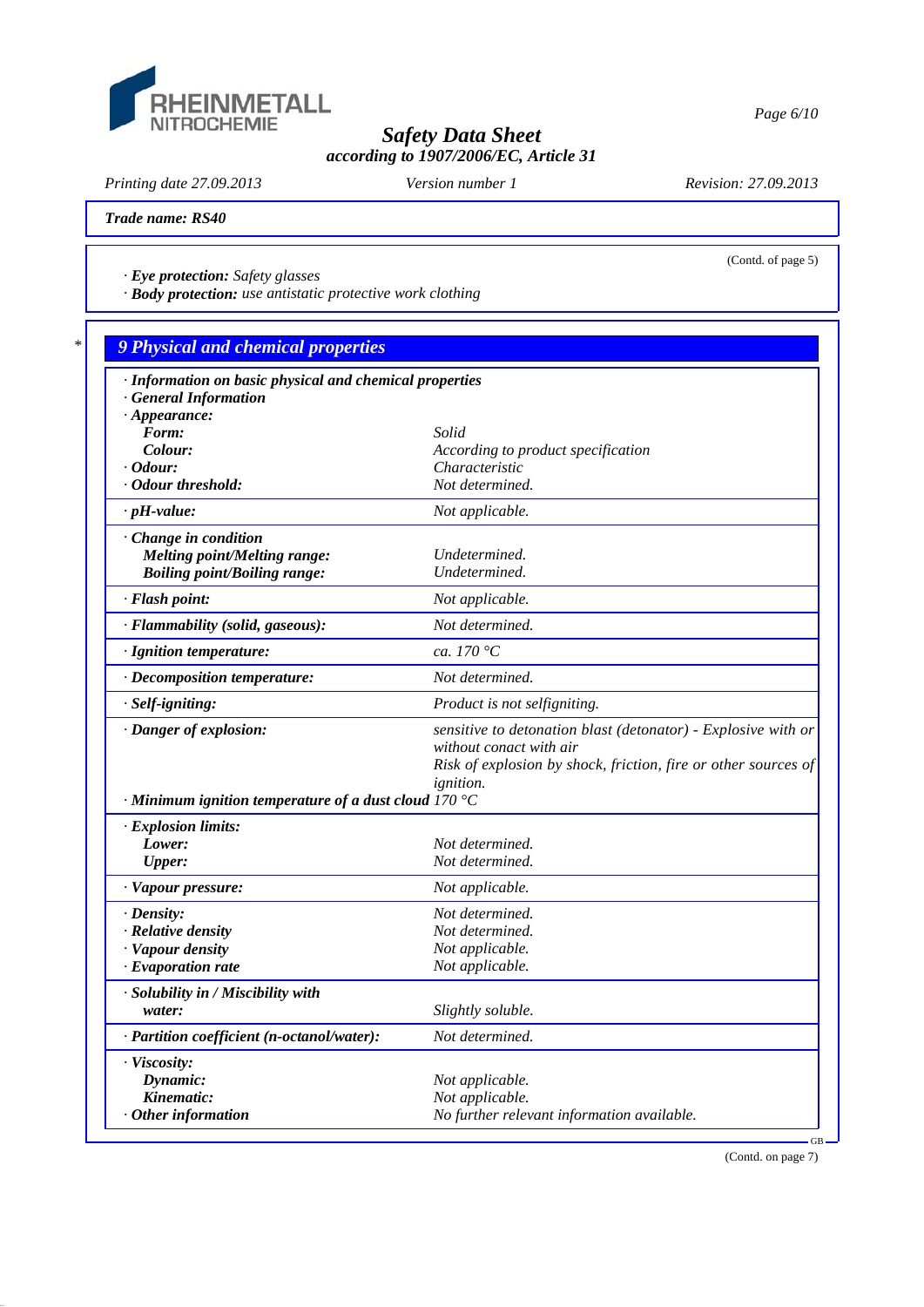Trade name: RS40

(Contd. of page 5)

· **Eye protection:** Safety glasses
· **Body protection:** use antistatic protective work clothing

## 9 Physical and chemical properties

| Property | Value |
|---|---|
| · **Information on basic physical and chemical properties** | |
| · **General Information** | |
| · **Appearance:** | |
| **Form:** | Solid |
| **Colour:** | According to product specification |
| · **Odour:** | Characteristic |
| · **Odour threshold:** | Not determined. |
| · **pH-value:** | Not applicable. |
| · **Change in condition** | |
| **Melting point/Melting range:** | Undetermined. |
| **Boiling point/Boiling range:** | Undetermined. |
| · **Flash point:** | Not applicable. |
| · **Flammability (solid, gaseous):** | Not determined. |
| · **Ignition temperature:** | ca. 170 °C |
| · **Decomposition temperature:** | Not determined. |
| · **Self-igniting:** | Product is not selfigniting. |
| · **Danger of explosion:** | sensitive to detonation blast (detonator) - Explosive with or without conact with air<br>Risk of explosion by shock, friction, fire or other sources of ignition. |
| · **Minimum ignition temperature of a dust cloud** | 170 °C |
| · **Explosion limits:** | |
| **Lower:** | Not determined. |
| **Upper:** | Not determined. |
| · **Vapour pressure:** | Not applicable. |
| · **Density:** | Not determined. |
| · **Relative density** | Not determined. |
| · **Vapour density** | Not applicable. |
| · **Evaporation rate** | Not applicable. |
| · **Solubility in / Miscibility with** | |
| **water:** | Slightly soluble. |
| · **Partition coefficient (n-octanol/water):** | Not determined. |
| · **Viscosity:** | |
| **Dynamic:** | Not applicable. |
| **Kinematic:** | Not applicable. |
| · **Other information** | No further relevant information available. |

(Contd. on page 7)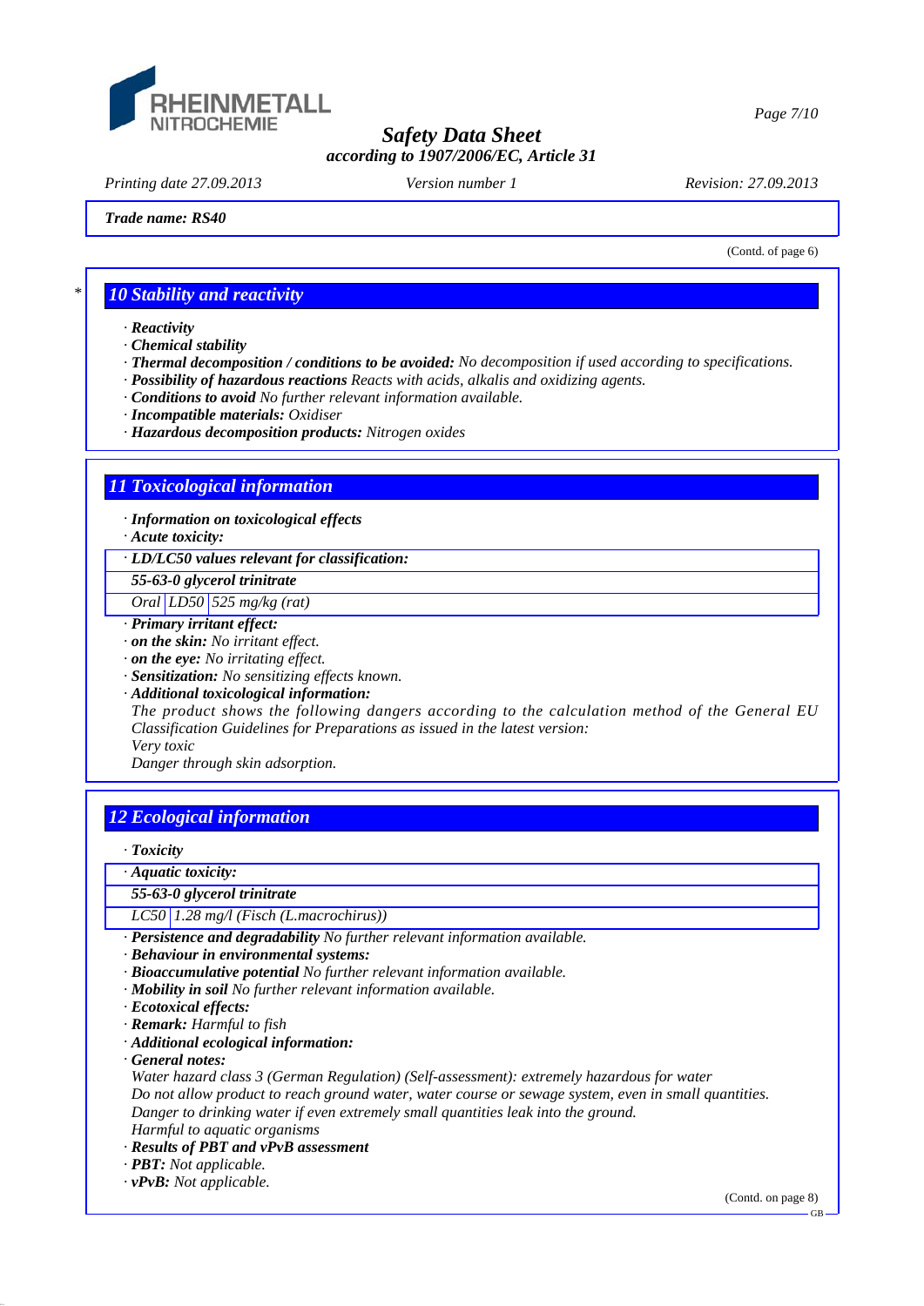Trade name: RS40

(Contd. of page 6)

## 10 Stability and reactivity

· **Reactivity**
· **Chemical stability**
· **Thermal decomposition / conditions to be avoided:** No decomposition if used according to specifications.
· **Possibility of hazardous reactions** Reacts with acids, alkalis and oxidizing agents.
· **Conditions to avoid** No further relevant information available.
· **Incompatible materials:** Oxidiser
· **Hazardous decomposition products:** Nitrogen oxides

## 11 Toxicological information

· **Information on toxicological effects**
· **Acute toxicity:**

| · LD/LC50 values relevant for classification: | | |
|---|---|---|
| **55-63-0 glycerol trinitrate** | | |
| Oral | LD50 | 525 mg/kg (rat) |

· **Primary irritant effect:**
· **on the skin:** No irritant effect.
· **on the eye:** No irritating effect.
· **Sensitization:** No sensitizing effects known.
· **Additional toxicological information:**
The product shows the following dangers according to the calculation method of the General EU Classification Guidelines for Preparations as issued in the latest version:
Very toxic
Danger through skin adsorption.

## 12 Ecological information

· **Toxicity**

| · Aquatic toxicity: | |
|---|---|
| **55-63-0 glycerol trinitrate** | |
| LC50 | 1.28 mg/l (Fisch (L.macrochirus)) |

· **Persistence and degradability** No further relevant information available.
· **Behaviour in environmental systems:**
· **Bioaccumulative potential** No further relevant information available.
· **Mobility in soil** No further relevant information available.
· **Ecotoxical effects:**
· **Remark:** Harmful to fish
· **Additional ecological information:**
· **General notes:**
Water hazard class 3 (German Regulation) (Self-assessment): extremely hazardous for water
Do not allow product to reach ground water, water course or sewage system, even in small quantities.
Danger to drinking water if even extremely small quantities leak into the ground.
Harmful to aquatic organisms
· **Results of PBT and vPvB assessment**
· **PBT:** Not applicable.
· **vPvB:** Not applicable.

(Contd. on page 8)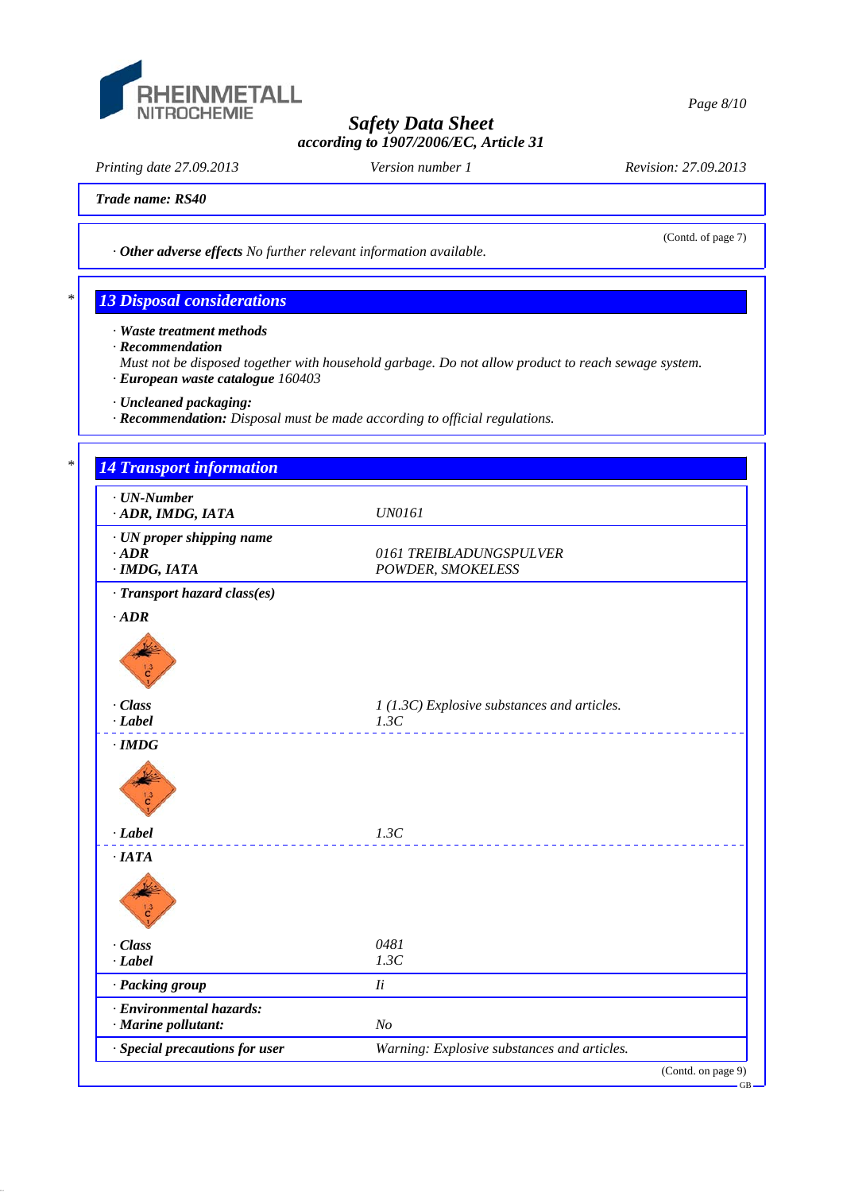Trade name: RS40

(Contd. of page 7)

· **Other adverse effects** No further relevant information available.

## 13 Disposal considerations

· **Waste treatment methods**
· **Recommendation**
Must not be disposed together with household garbage. Do not allow product to reach sewage system.
· **European waste catalogue** 160403

· **Uncleaned packaging:**
· **Recommendation:** Disposal must be made according to official regulations.

## 14 Transport information

| | |
|---|---|
| · **UN-Number** · **ADR, IMDG, IATA** | UN0161 |
| · **UN proper shipping name** | |
| · **ADR** | 0161 TREIBLADUNGSPULVER |
| · **IMDG, IATA** | POWDER, SMOKELESS |
| · **Transport hazard class(es)** | |
| · **ADR** | |
| · **Class** | 1 (1.3C) Explosive substances and articles. |
| · **Label** | 1.3C |
| · **IMDG** | |
| · **Label** | 1.3C |
| · **IATA** | |
| · **Class** | 0481 |
| · **Label** | 1.3C |
| · **Packing group** | Ii |
| · **Environmental hazards:** · **Marine pollutant:** | No |
| · **Special precautions for user** | Warning: Explosive substances and articles. |

(Contd. on page 9)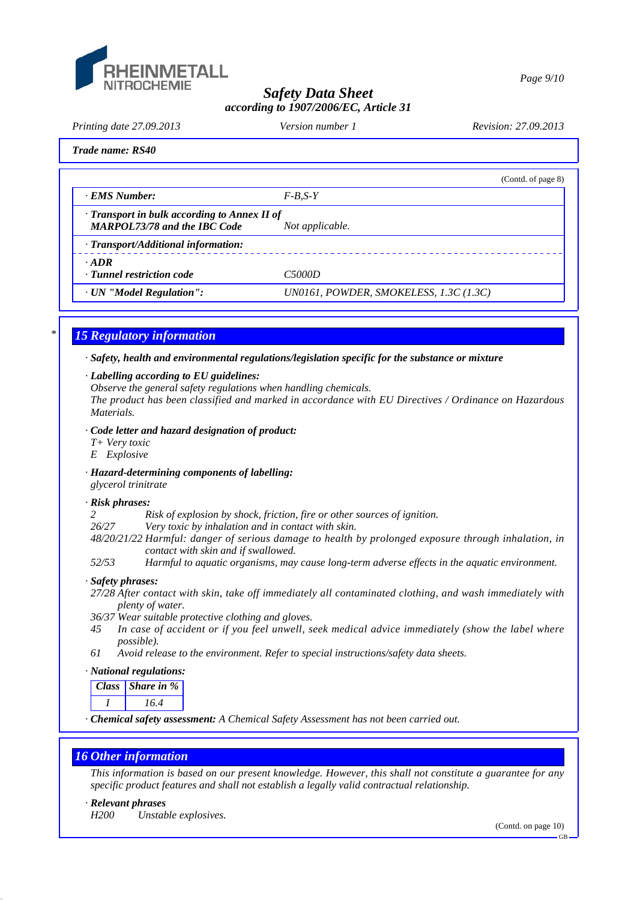**Trade name: RS40**

(Contd. of page 8)

| | |
|---|---|
| · **EMS Number:** | *F-B,S-Y* |
| · **Transport in bulk according to Annex II of MARPOL73/78 and the IBC Code** | *Not applicable.* |
| · **Transport/Additional information:** | |
| · **ADR** · **Tunnel restriction code** | *C5000D* |
| · **UN "Model Regulation":** | *UN0161, POWDER, SMOKELESS, 1.3C (1.3C)* |

\*

## 15 Regulatory information

· ***Safety, health and environmental regulations/legislation specific for the substance or mixture***

· ***Labelling according to EU guidelines:***
*Observe the general safety regulations when handling chemicals.*
*The product has been classified and marked in accordance with EU Directives / Ordinance on Hazardous Materials.*

· ***Code letter and hazard designation of product:***
*T+ Very toxic*
*E Explosive*

· ***Hazard-determining components of labelling:***
*glycerol trinitrate*

· ***Risk phrases:***
*2 Risk of explosion by shock, friction, fire or other sources of ignition.*
*26/27 Very toxic by inhalation and in contact with skin.*
*48/20/21/22 Harmful: danger of serious damage to health by prolonged exposure through inhalation, in contact with skin and if swallowed.*
*52/53 Harmful to aquatic organisms, may cause long-term adverse effects in the aquatic environment.*

· ***Safety phrases:***
*27/28 After contact with skin, take off immediately all contaminated clothing, and wash immediately with plenty of water.*
*36/37 Wear suitable protective clothing and gloves.*
*45 In case of accident or if you feel unwell, seek medical advice immediately (show the label where possible).*
*61 Avoid release to the environment. Refer to special instructions/safety data sheets.*

· ***National regulations:***

| Class | Share in % |
|---|---|
| I | 16.4 |

· ***Chemical safety assessment:*** *A Chemical Safety Assessment has not been carried out.*

## 16 Other information

*This information is based on our present knowledge. However, this shall not constitute a guarantee for any specific product features and shall not establish a legally valid contractual relationship.*

· ***Relevant phrases***
*H200 Unstable explosives.*

(Contd. on page 10)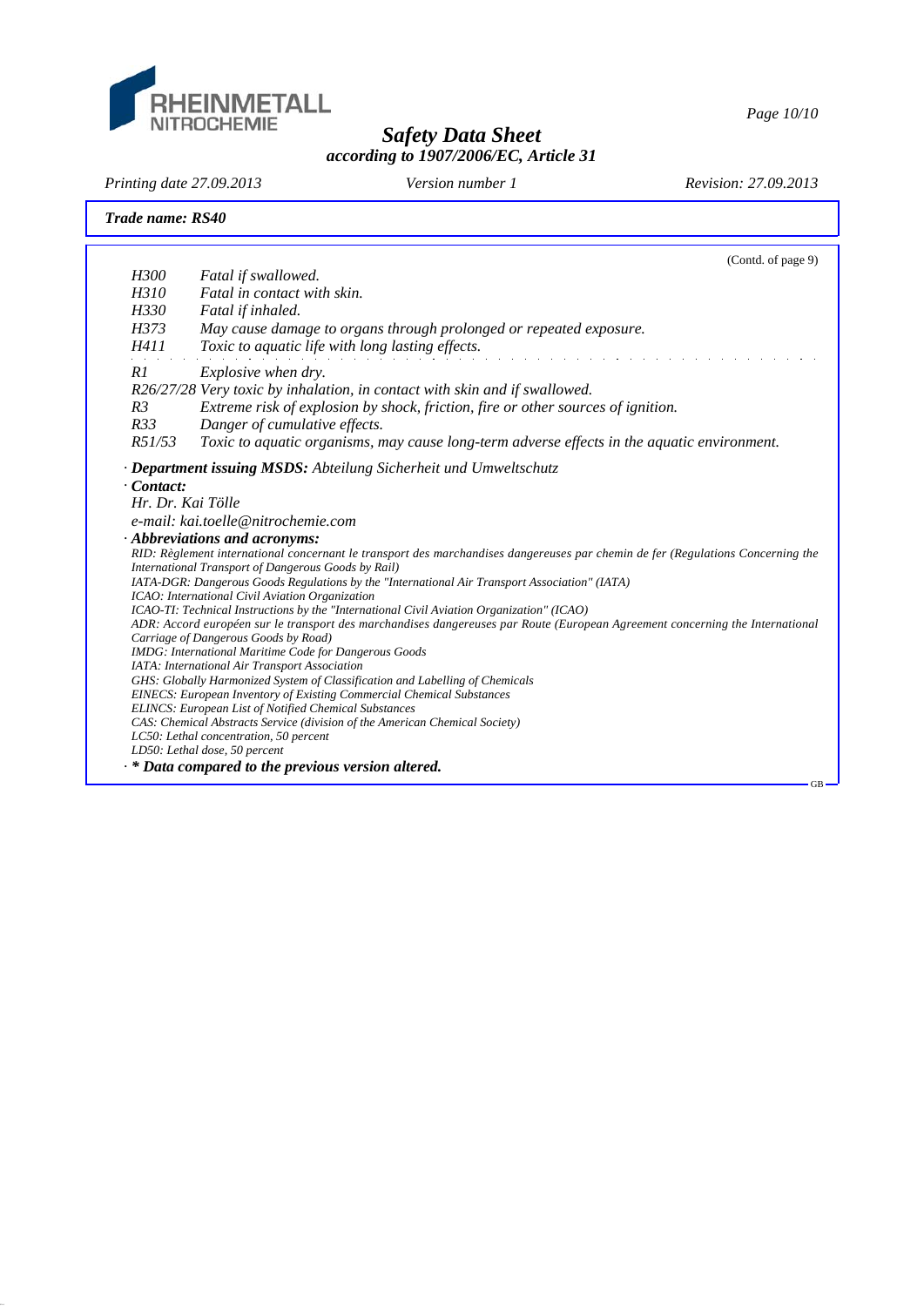(Contd. of page 9)

*H300* *Fatal if swallowed.*
*H310* *Fatal in contact with skin.*
*H330* *Fatal if inhaled.*
*H373* *May cause damage to organs through prolonged or repeated exposure.*
*H411* *Toxic to aquatic life with long lasting effects.*

*R1* *Explosive when dry.*
*R26/27/28 Very toxic by inhalation, in contact with skin and if swallowed.*
*R3* *Extreme risk of explosion by shock, friction, fire or other sources of ignition.*
*R33* *Danger of cumulative effects.*
*R51/53* *Toxic to aquatic organisms, may cause long-term adverse effects in the aquatic environment.*

· ***Department issuing MSDS:*** *Abteilung Sicherheit und Umweltschutz*

· ***Contact:***
*Hr. Dr. Kai Tölle*
*e-mail: kai.toelle@nitrochemie.com*

· ***Abbreviations and acronyms:***
*RID: Règlement international concernant le transport des marchandises dangereuses par chemin de fer (Regulations Concerning the International Transport of Dangerous Goods by Rail)*
*IATA-DGR: Dangerous Goods Regulations by the "International Air Transport Association" (IATA)*
*ICAO: International Civil Aviation Organization*
*ICAO-TI: Technical Instructions by the "International Civil Aviation Organization" (ICAO)*
*ADR: Accord européen sur le transport des marchandises dangereuses par Route (European Agreement concerning the International Carriage of Dangerous Goods by Road)*
*IMDG: International Maritime Code for Dangerous Goods*
*IATA: International Air Transport Association*
*GHS: Globally Harmonized System of Classification and Labelling of Chemicals*
*EINECS: European Inventory of Existing Commercial Chemical Substances*
*ELINCS: European List of Notified Chemical Substances*
*CAS: Chemical Abstracts Service (division of the American Chemical Society)*
*LC50: Lethal concentration, 50 percent*
*LD50: Lethal dose, 50 percent*

· ***\* Data compared to the previous version altered.***

GB